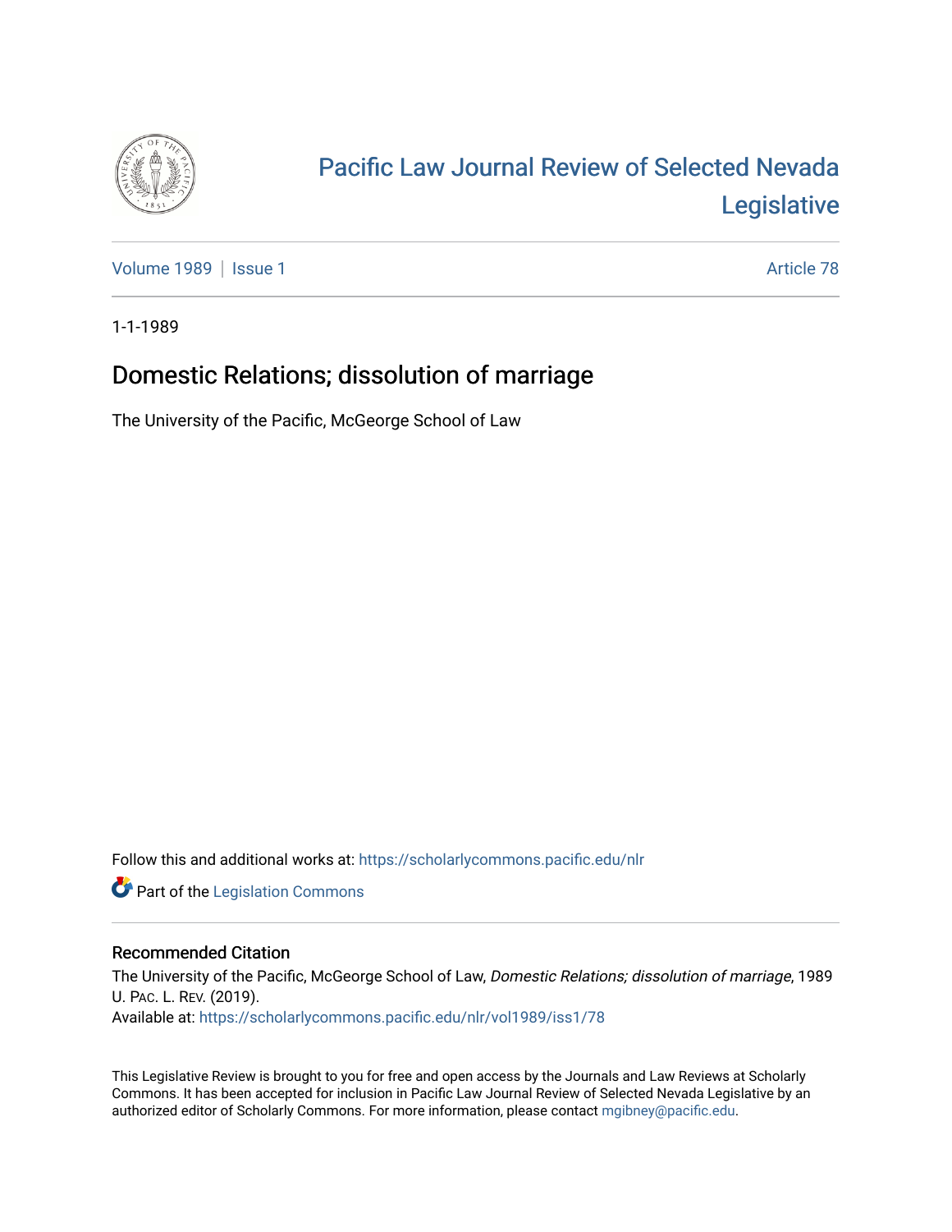# Pacific Law Journal Review of Selected Nevada Legislative

Volume 1989 | Issue 1 Article 78

1-1-1989

## Domestic Relations; dissolution of marriage

The University of the Pacific, McGeorge School of Law

Follow this and additional works at: https://scholarlycommons.pacific.edu/nlr

Part of the Legislation Commons

### Recommended Citation

The University of the Pacific, McGeorge School of Law, *Domestic Relations; dissolution of marriage*, 1989 U. PAC. L. REV. (2019).
Available at: https://scholarlycommons.pacific.edu/nlr/vol1989/iss1/78

This Legislative Review is brought to you for free and open access by the Journals and Law Reviews at Scholarly Commons. It has been accepted for inclusion in Pacific Law Journal Review of Selected Nevada Legislative by an authorized editor of Scholarly Commons. For more information, please contact mgibney@pacific.edu.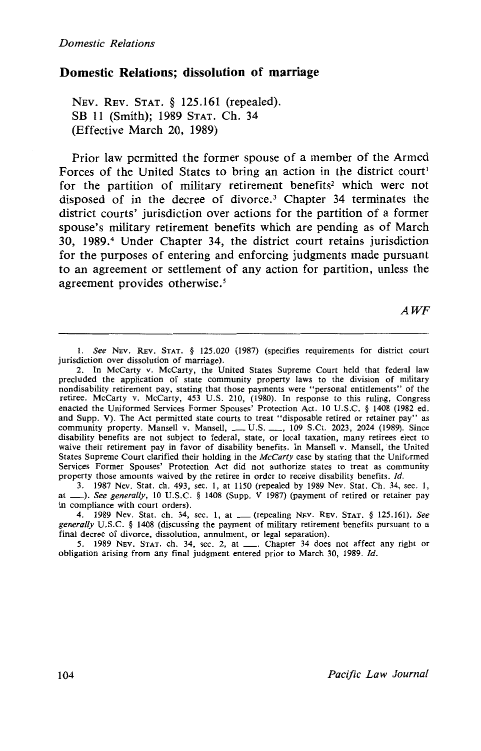## Domestic Relations; dissolution of marriage

NEV. REV. STAT. § 125.161 (repealed).
SB 11 (Smith); 1989 STAT. Ch. 34
(Effective March 20, 1989)

Prior law permitted the former spouse of a member of the Armed Forces of the United States to bring an action in the district court[1] for the partition of military retirement benefits[2] which were not disposed of in the decree of divorce.[3] Chapter 34 terminates the district courts' jurisdiction over actions for the partition of a former spouse's military retirement benefits which are pending as of March 30, 1989.[4] Under Chapter 34, the district court retains jurisdiction for the purposes of entering and enforcing judgments made pursuant to an agreement or settlement of any action for partition, unless the agreement provides otherwise.[5]

*AWF*

---

1. *See* NEV. REV. STAT. § 125.020 (1987) (specifies requirements for district court jurisdiction over dissolution of marriage).

2. In McCarty v. McCarty, the United States Supreme Court held that federal law precluded the application of state community property laws to the division of military nondisability retirement pay, stating that those payments were "personal entitlements" of the retiree. McCarty v. McCarty, 453 U.S. 210, (1980). In response to this ruling, Congress enacted the Uniformed Services Former Spouses' Protection Act. 10 U.S.C. § 1408 (1982 ed. and Supp. V). The Act permitted state courts to treat "disposable retired or retainer pay" as community property. Mansell v. Mansell, ___ U.S. ___, 109 S.Ct. 2023, 2024 (1989). Since disability benefits are not subject to federal, state, or local taxation, many retirees elect to waive their retirement pay in favor of disability benefits. In Mansell v. Mansell, the United States Supreme Court clarified their holding in the *McCarty* case by stating that the Uniformed Services Former Spouses' Protection Act did not authorize states to treat as community property those amounts waived by the retiree in order to receive disability benefits. *Id.*

3. 1987 Nev. Stat. ch. 493, sec. 1, at 1150 (repealed by 1989 Nev. Stat. Ch. 34, sec. 1, at ___). *See generally*, 10 U.S.C. § 1408 (Supp. V 1987) (payment of retired or retainer pay in compliance with court orders).

4. 1989 Nev. Stat. ch. 34, sec. 1, at ___ (repealing NEV. REV. STAT. § 125.161). *See generally* U.S.C. § 1408 (discussing the payment of military retirement benefits pursuant to a final decree of divorce, dissolution, annulment, or legal separation).

5. 1989 NEV. STAT. ch. 34, sec. 2, at ___. Chapter 34 does not affect any right or obligation arising from any final judgment entered prior to March 30, 1989. *Id.*